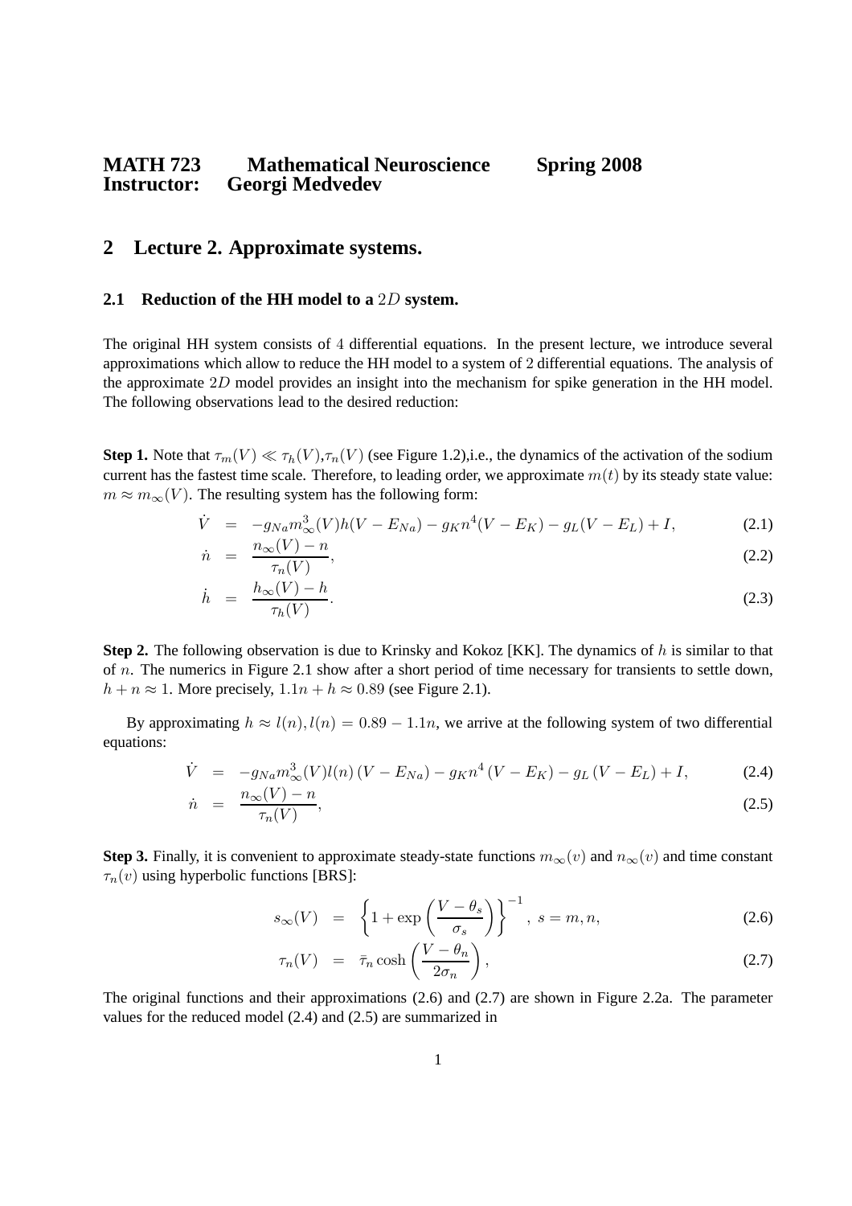**MATH 723 Mathematical Neuroscience Spring 2008**
**Instructor: Georgi Medvedev**

## 2 Lecture 2. Approximate systems.

### 2.1 Reduction of the HH model to a $2D$ system.

The original HH system consists of $4$ differential equations. In the present lecture, we introduce several approximations which allow to reduce the HH model to a system of 2 differential equations. The analysis of the approximate $2D$ model provides an insight into the mechanism for spike generation in the HH model. The following observations lead to the desired reduction:

**Step 1.** Note that $\tau_m(V) \ll \tau_h(V), \tau_n(V)$ (see Figure 1.2),i.e., the dynamics of the activation of the sodium current has the fastest time scale. Therefore, to leading order, we approximate $m(t)$ by its steady state value: $m \approx m_\infty(V)$. The resulting system has the following form:

$$\dot{V} = -g_{Na} m_\infty^3(V) h (V - E_{Na}) - g_K n^4 (V - E_K) - g_L (V - E_L) + I, \tag{2.1}$$

$$\dot{n} = \frac{n_\infty(V) - n}{\tau_n(V)}, \tag{2.2}$$

$$\dot{h} = \frac{h_\infty(V) - h}{\tau_h(V)}. \tag{2.3}$$

**Step 2.** The following observation is due to Krinsky and Kokoz [KK]. The dynamics of $h$ is similar to that of $n$. The numerics in Figure 2.1 show after a short period of time necessary for transients to settle down, $h + n \approx 1$. More precisely, $1.1n + h \approx 0.89$ (see Figure 2.1).

By approximating $h \approx l(n), l(n) = 0.89 - 1.1n$, we arrive at the following system of two differential equations:

$$\dot{V} = -g_{Na} m_\infty^3(V) l(n) (V - E_{Na}) - g_K n^4 (V - E_K) - g_L (V - E_L) + I, \tag{2.4}$$

$$\dot{n} = \frac{n_\infty(V) - n}{\tau_n(V)}, \tag{2.5}$$

**Step 3.** Finally, it is convenient to approximate steady-state functions $m_\infty(v)$ and $n_\infty(v)$ and time constant $\tau_n(v)$ using hyperbolic functions [BRS]:

$$s_\infty(V) = \left\{ 1 + \exp\left( \frac{V - \theta_s}{\sigma_s} \right) \right\}^{-1}, \; s = m, n, \tag{2.6}$$

$$\tau_n(V) = \bar{\tau}_n \cosh\left( \frac{V - \theta_n}{2\sigma_n} \right), \tag{2.7}$$

The original functions and their approximations (2.6) and (2.7) are shown in Figure 2.2a. The parameter values for the reduced model (2.4) and (2.5) are summarized in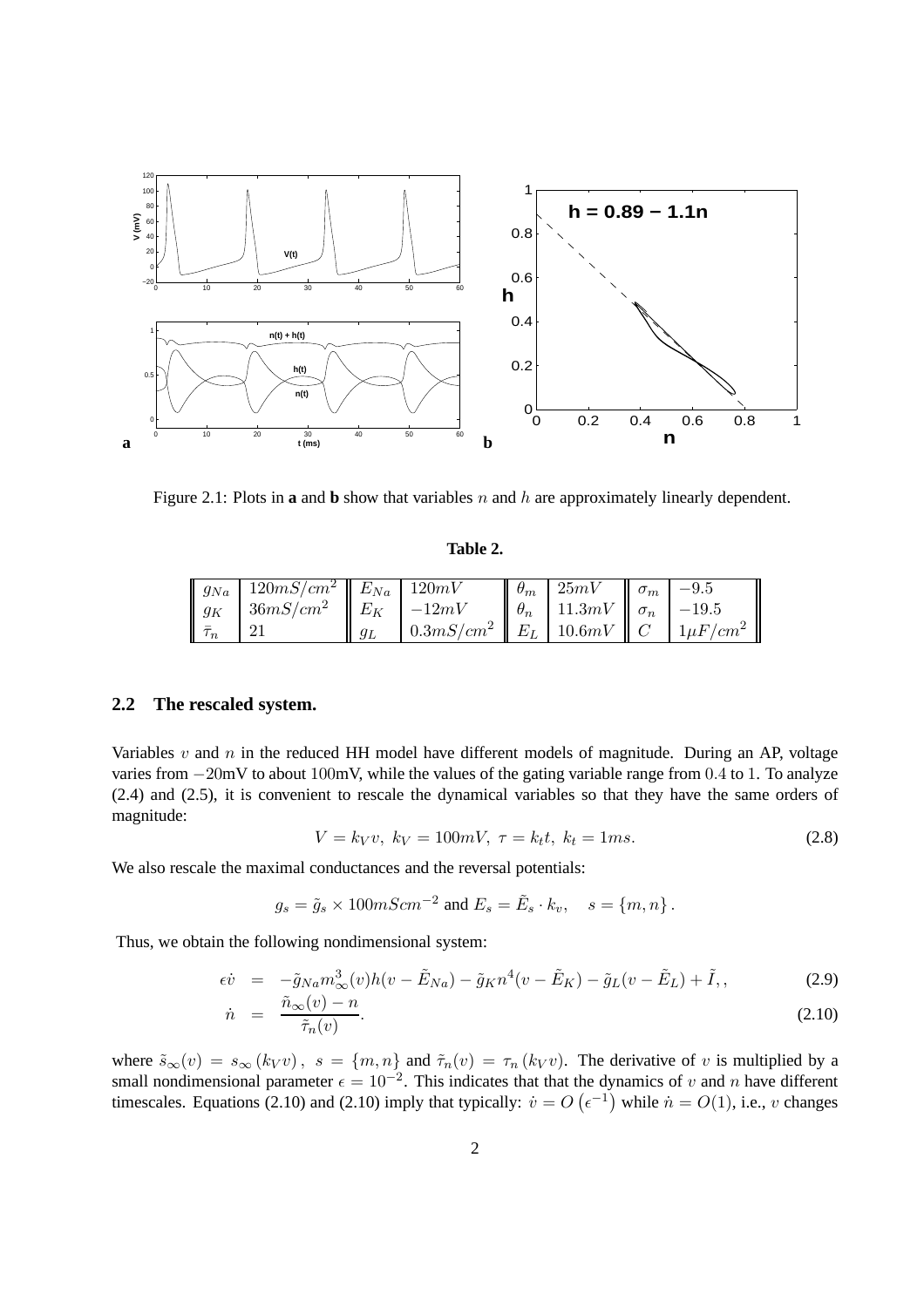Figure 2.1: Plots in **a** and **b** show that variables $n$ and $h$ are approximately linearly dependent.

**Table 2.**

| | | | | | | | |
|---|---|---|---|---|---|---|---|
| $g_{Na}$ | $120mS/cm^2$ | $E_{Na}$ | $120mV$ | $\theta_m$ | $25mV$ | $\sigma_m$ | $-9.5$ |
| $g_K$ | $36mS/cm^2$ | $E_K$ | $-12mV$ | $\theta_n$ | $11.3mV$ | $\sigma_n$ | $-19.5$ |
| $\bar{\tau}_n$ | $21$ | $g_L$ | $0.3mS/cm^2$ | $E_L$ | $10.6mV$ | $C$ | $1\mu F/cm^2$ |

## 2.2 The rescaled system.

Variables $v$ and $n$ in the reduced HH model have different models of magnitude. During an AP, voltage varies from $-20$mV to about $100$mV, while the values of the gating variable range from $0.4$ to $1$. To analyze (2.4) and (2.5), it is convenient to rescale the dynamical variables so that they have the same orders of magnitude:

$$V = k_V v,\ k_V = 100mV,\ \tau = k_t t,\ k_t = 1ms. \tag{2.8}$$

We also rescale the maximal conductances and the reversal potentials:

$$g_s = \tilde{g}_s \times 100mScm^{-2} \text{ and } E_s = \tilde{E}_s \cdot k_v, \quad s = \{m, n\}.$$

Thus, we obtain the following nondimensional system:

$$\epsilon \dot{v} = -\tilde{g}_{Na} m_\infty^3(v) h (v - \tilde{E}_{Na}) - \tilde{g}_K n^4 (v - \tilde{E}_K) - \tilde{g}_L (v - \tilde{E}_L) + \tilde{I}, , \tag{2.9}$$

$$\dot{n} = \frac{\tilde{n}_\infty(v) - n}{\tilde{\tau}_n(v)}. \tag{2.10}$$

where $\tilde{s}_\infty(v) = s_\infty(k_V v),\ s = \{m, n\}$ and $\tilde{\tau}_n(v) = \tau_n(k_V v)$. The derivative of $v$ is multiplied by a small nondimensional parameter $\epsilon = 10^{-2}$. This indicates that that the dynamics of $v$ and $n$ have different timescales. Equations (2.10) and (2.10) imply that typically: $\dot{v} = O\left(\epsilon^{-1}\right)$ while $\dot{n} = O(1)$, i.e., $v$ changes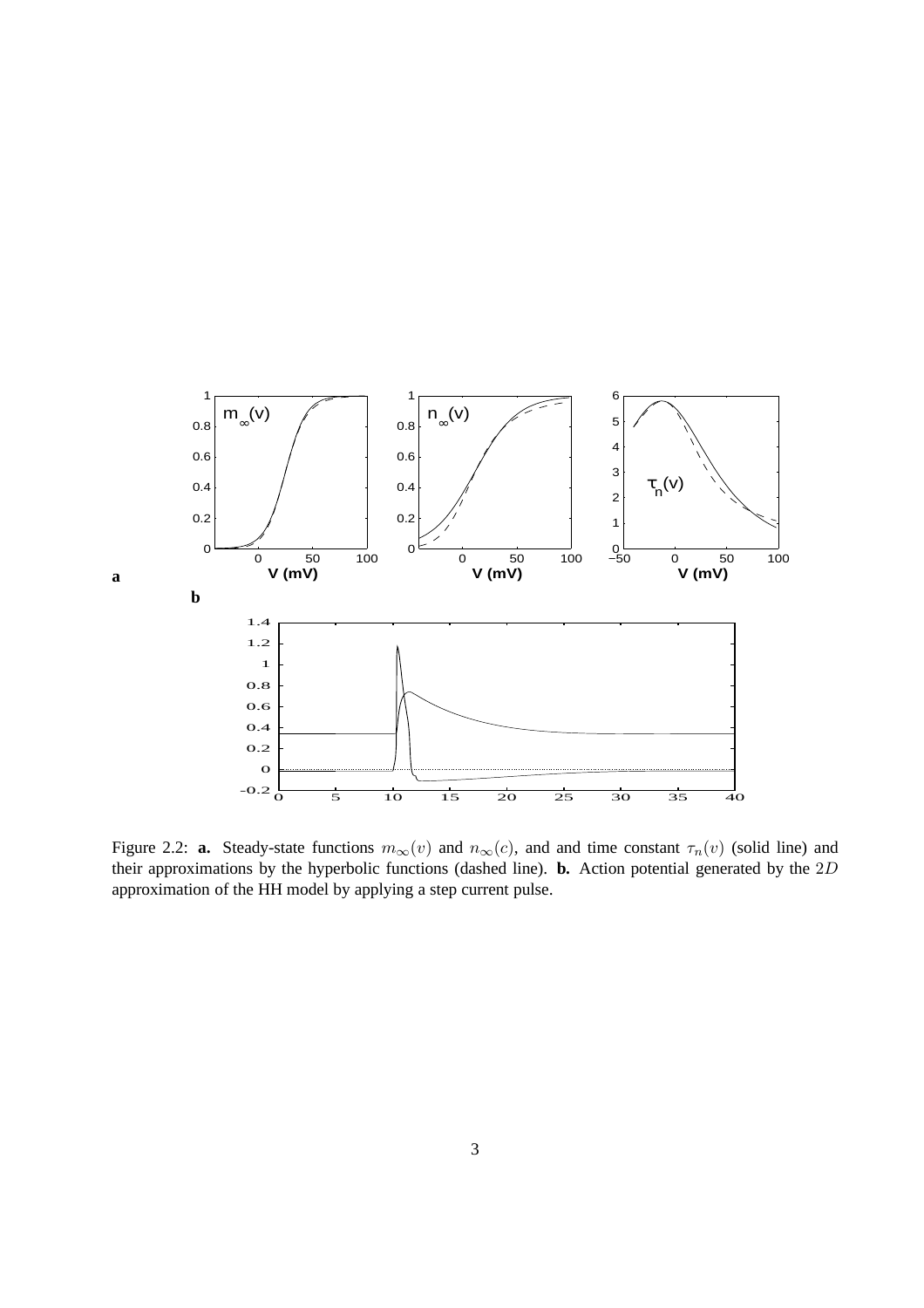Figure 2.2: **a.** Steady-state functions $m_\infty(v)$ and $n_\infty(c)$, and and time constant $\tau_n(v)$ (solid line) and their approximations by the hyperbolic functions (dashed line). **b.** Action potential generated by the $2D$ approximation of the HH model by applying a step current pulse.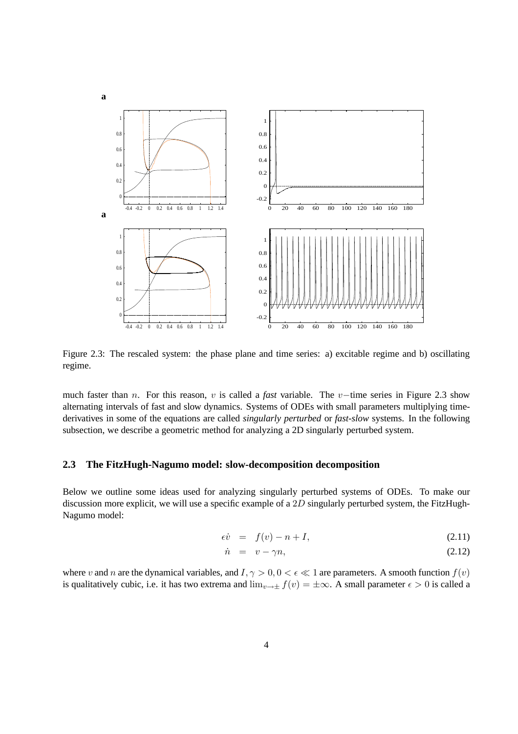Figure 2.3: The rescaled system: the phase plane and time series: a) excitable regime and b) oscillating regime.

much faster than $n$. For this reason, $v$ is called a *fast* variable. The $v-$time series in Figure 2.3 show alternating intervals of fast and slow dynamics. Systems of ODEs with small parameters multiplying time-derivatives in some of the equations are called *singularly perturbed* or *fast-slow* systems. In the following subsection, we describe a geometric method for analyzing a 2D singularly perturbed system.

## 2.3 The FitzHugh-Nagumo model: slow-decomposition decomposition

Below we outline some ideas used for analyzing singularly perturbed systems of ODEs. To make our discussion more explicit, we will use a specific example of a $2D$ singularly perturbed system, the FitzHugh-Nagumo model:

$$\epsilon \dot{v} = f(v) - n + I, \tag{2.11}$$

$$\dot{n} = v - \gamma n, \tag{2.12}$$

where $v$ and $n$ are the dynamical variables, and $I, \gamma > 0, 0 < \epsilon \ll 1$ are parameters. A smooth function $f(v)$ is qualitatively cubic, i.e. it has two extrema and $\lim_{v \to \pm} f(v) = \pm\infty$. A small parameter $\epsilon > 0$ is called a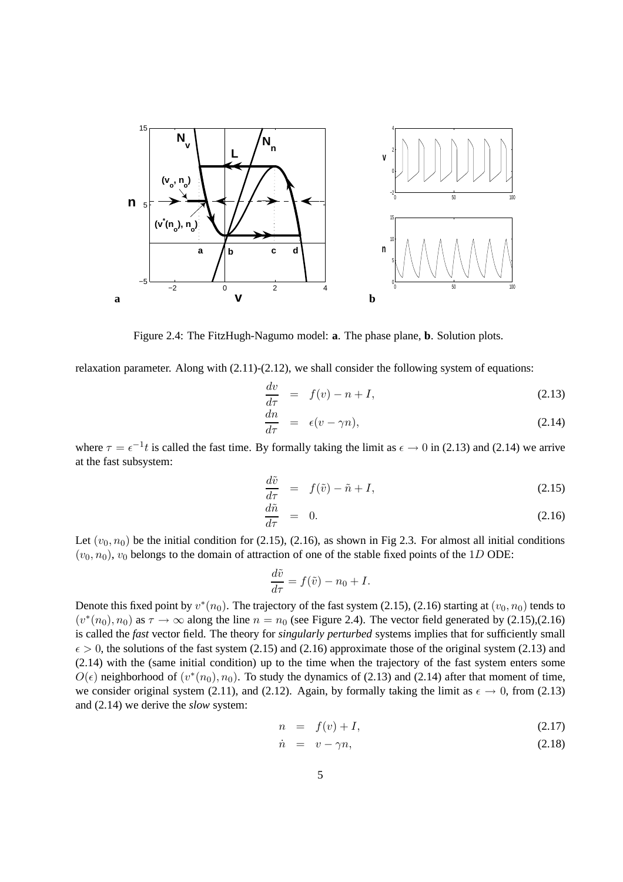Figure 2.4: The FitzHugh-Nagumo model: **a**. The phase plane, **b**. Solution plots.

relaxation parameter. Along with (2.11)-(2.12), we shall consider the following system of equations:

$$\frac{dv}{d\tau} = f(v) - n + I, \tag{2.13}$$

$$\frac{dn}{d\tau} = \epsilon(v - \gamma n), \tag{2.14}$$

where $\tau = \epsilon^{-1}t$ is called the fast time. By formally taking the limit as $\epsilon \to 0$ in (2.13) and (2.14) we arrive at the fast subsystem:

$$\frac{d\tilde{v}}{d\tau} = f(\tilde{v}) - \tilde{n} + I, \tag{2.15}$$

$$\frac{d\tilde{n}}{d\tau} = 0. \tag{2.16}$$

Let $(v_0, n_0)$ be the initial condition for (2.15), (2.16), as shown in Fig 2.3. For almost all initial conditions $(v_0, n_0)$, $v_0$ belongs to the domain of attraction of one of the stable fixed points of the $1D$ ODE:

$$\frac{d\tilde{v}}{d\tau} = f(\tilde{v}) - n_0 + I.$$

Denote this fixed point by $v^*(n_0)$. The trajectory of the fast system (2.15), (2.16) starting at $(v_0, n_0)$ tends to $(v^*(n_0), n_0)$ as $\tau \to \infty$ along the line $n = n_0$ (see Figure 2.4). The vector field generated by (2.15),(2.16) is called the *fast* vector field. The theory for *singularly perturbed* systems implies that for sufficiently small $\epsilon > 0$, the solutions of the fast system (2.15) and (2.16) approximate those of the original system (2.13) and (2.14) with the (same initial condition) up to the time when the trajectory of the fast system enters some $O(\epsilon)$ neighborhood of $(v^*(n_0), n_0)$. To study the dynamics of (2.13) and (2.14) after that moment of time, we consider original system (2.11), and (2.12). Again, by formally taking the limit as $\epsilon \to 0$, from (2.13) and (2.14) we derive the *slow* system:

$$n = f(v) + I, \tag{2.17}$$

$$\dot{n} = v - \gamma n, \tag{2.18}$$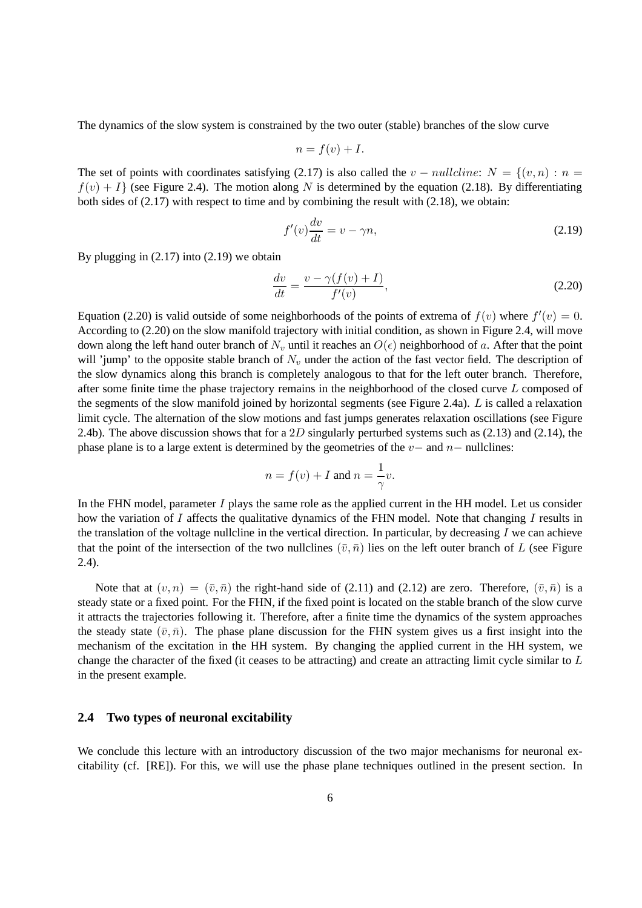The dynamics of the slow system is constrained by the two outer (stable) branches of the slow curve

$$n = f(v) + I.$$

The set of points with coordinates satisfying (2.17) is also called the $v - nullcline$: $N = \{(v, n) : n = f(v) + I\}$ (see Figure 2.4). The motion along $N$ is determined by the equation (2.18). By differentiating both sides of (2.17) with respect to time and by combining the result with (2.18), we obtain:

$$f'(v)\frac{dv}{dt} = v - \gamma n, \tag{2.19}$$

By plugging in (2.17) into (2.19) we obtain

$$\frac{dv}{dt} = \frac{v - \gamma(f(v) + I)}{f'(v)}, \tag{2.20}$$

Equation (2.20) is valid outside of some neighborhoods of the points of extrema of $f(v)$ where $f'(v) = 0$. According to (2.20) on the slow manifold trajectory with initial condition, as shown in Figure 2.4, will move down along the left hand outer branch of $N_v$ until it reaches an $O(\epsilon)$ neighborhood of $a$. After that the point will 'jump' to the opposite stable branch of $N_v$ under the action of the fast vector field. The description of the slow dynamics along this branch is completely analogous to that for the left outer branch. Therefore, after some finite time the phase trajectory remains in the neighborhood of the closed curve $L$ composed of the segments of the slow manifold joined by horizontal segments (see Figure 2.4a). $L$ is called a relaxation limit cycle. The alternation of the slow motions and fast jumps generates relaxation oscillations (see Figure 2.4b). The above discussion shows that for a $2D$ singularly perturbed systems such as (2.13) and (2.14), the phase plane is to a large extent is determined by the geometries of the $v-$ and $n-$ nullclines:

$$n = f(v) + I \text{ and } n = \frac{1}{\gamma}v.$$

In the FHN model, parameter $I$ plays the same role as the applied current in the HH model. Let us consider how the variation of $I$ affects the qualitative dynamics of the FHN model. Note that changing $I$ results in the translation of the voltage nullcline in the vertical direction. In particular, by decreasing $I$ we can achieve that the point of the intersection of the two nullclines $(\bar{v}, \bar{n})$ lies on the left outer branch of $L$ (see Figure 2.4).

Note that at $(v, n) = (\bar{v}, \bar{n})$ the right-hand side of (2.11) and (2.12) are zero. Therefore, $(\bar{v}, \bar{n})$ is a steady state or a fixed point. For the FHN, if the fixed point is located on the stable branch of the slow curve it attracts the trajectories following it. Therefore, after a finite time the dynamics of the system approaches the steady state $(\bar{v}, \bar{n})$. The phase plane discussion for the FHN system gives us a first insight into the mechanism of the excitation in the HH system. By changing the applied current in the HH system, we change the character of the fixed (it ceases to be attracting) and create an attracting limit cycle similar to $L$ in the present example.

### 2.4 Two types of neuronal excitability

We conclude this lecture with an introductory discussion of the two major mechanisms for neuronal excitability (cf. [RE]). For this, we will use the phase plane techniques outlined in the present section. In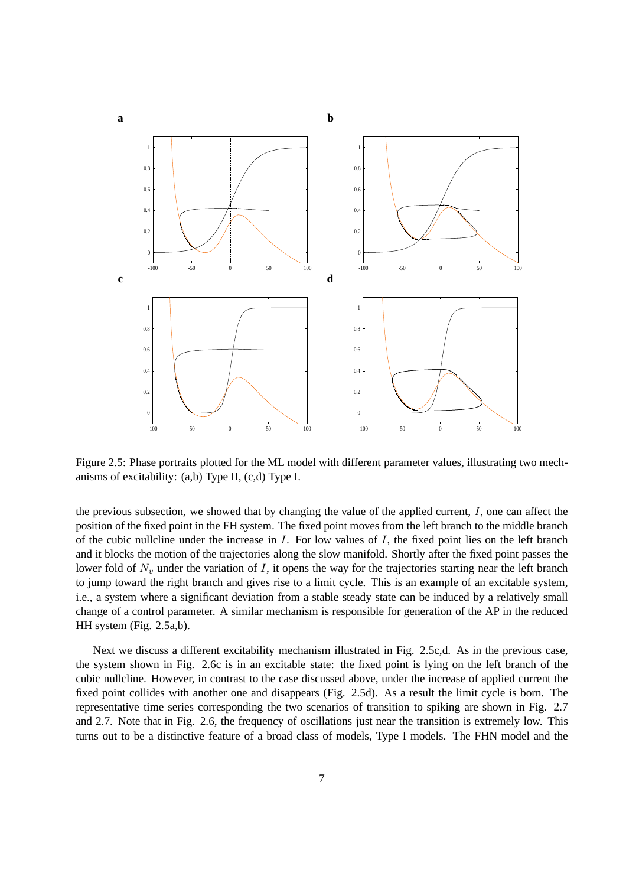Figure 2.5: Phase portraits plotted for the ML model with different parameter values, illustrating two mechanisms of excitability: (a,b) Type II, (c,d) Type I.

the previous subsection, we showed that by changing the value of the applied current, $I$, one can affect the position of the fixed point in the FH system. The fixed point moves from the left branch to the middle branch of the cubic nullcline under the increase in $I$. For low values of $I$, the fixed point lies on the left branch and it blocks the motion of the trajectories along the slow manifold. Shortly after the fixed point passes the lower fold of $N_v$ under the variation of $I$, it opens the way for the trajectories starting near the left branch to jump toward the right branch and gives rise to a limit cycle. This is an example of an excitable system, i.e., a system where a significant deviation from a stable steady state can be induced by a relatively small change of a control parameter. A similar mechanism is responsible for generation of the AP in the reduced HH system (Fig. 2.5a,b).

Next we discuss a different excitability mechanism illustrated in Fig. 2.5c,d. As in the previous case, the system shown in Fig. 2.6c is in an excitable state: the fixed point is lying on the left branch of the cubic nullcline. However, in contrast to the case discussed above, under the increase of applied current the fixed point collides with another one and disappears (Fig. 2.5d). As a result the limit cycle is born. The representative time series corresponding the two scenarios of transition to spiking are shown in Fig. 2.7 and 2.7. Note that in Fig. 2.6, the frequency of oscillations just near the transition is extremely low. This turns out to be a distinctive feature of a broad class of models, Type I models. The FHN model and the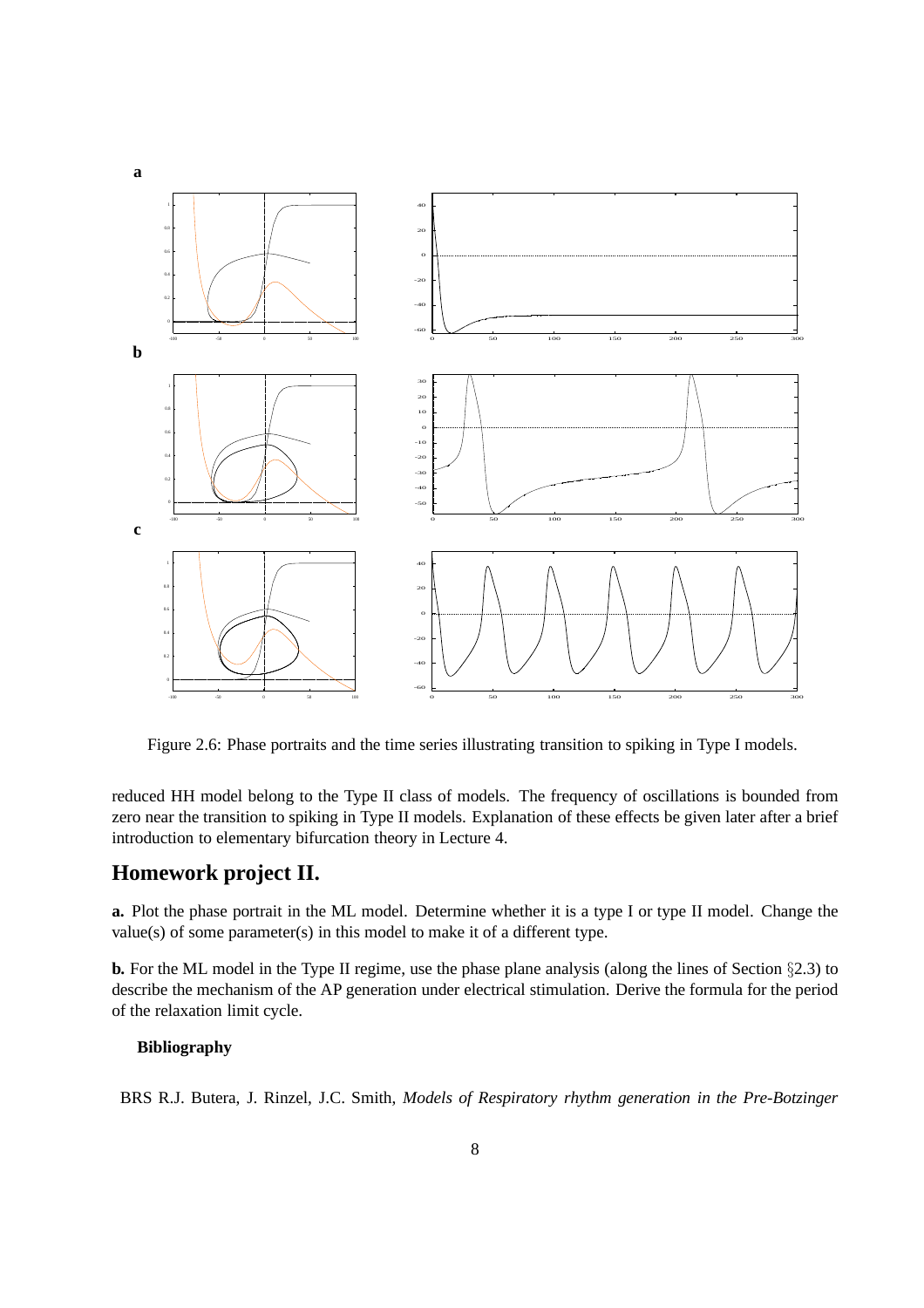Figure 2.6: Phase portraits and the time series illustrating transition to spiking in Type I models.

reduced HH model belong to the Type II class of models. The frequency of oscillations is bounded from zero near the transition to spiking in Type II models. Explanation of these effects be given later after a brief introduction to elementary bifurcation theory in Lecture 4.

## Homework project II.

**a.** Plot the phase portrait in the ML model. Determine whether it is a type I or type II model. Change the value(s) of some parameter(s) in this model to make it of a different type.

**b.** For the ML model in the Type II regime, use the phase plane analysis (along the lines of Section §2.3) to describe the mechanism of the AP generation under electrical stimulation. Derive the formula for the period of the relaxation limit cycle.

### Bibliography

BRS R.J. Butera, J. Rinzel, J.C. Smith, *Models of Respiratory rhythm generation in the Pre-Botzinger*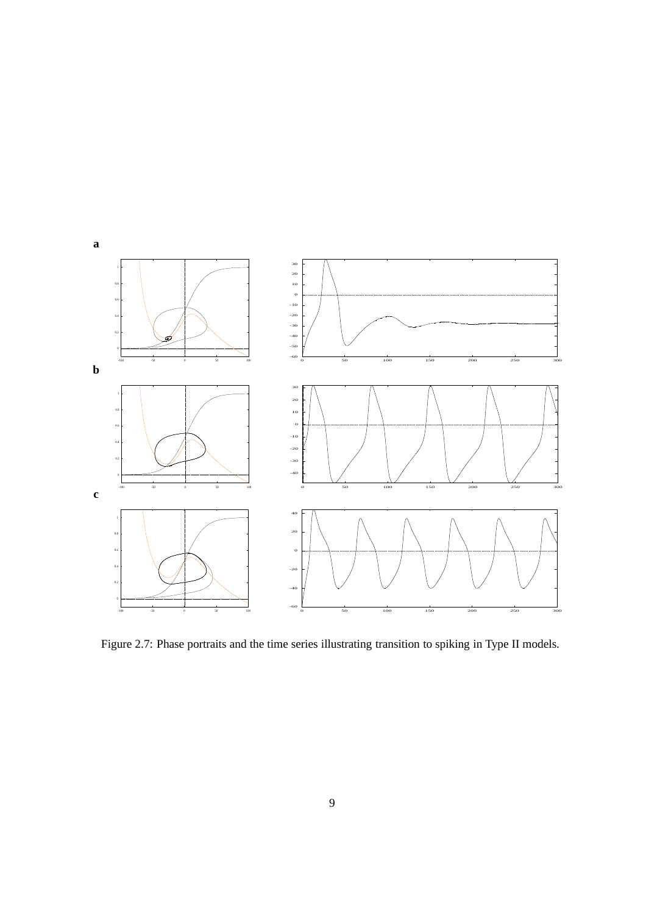Figure 2.7: Phase portraits and the time series illustrating transition to spiking in Type II models.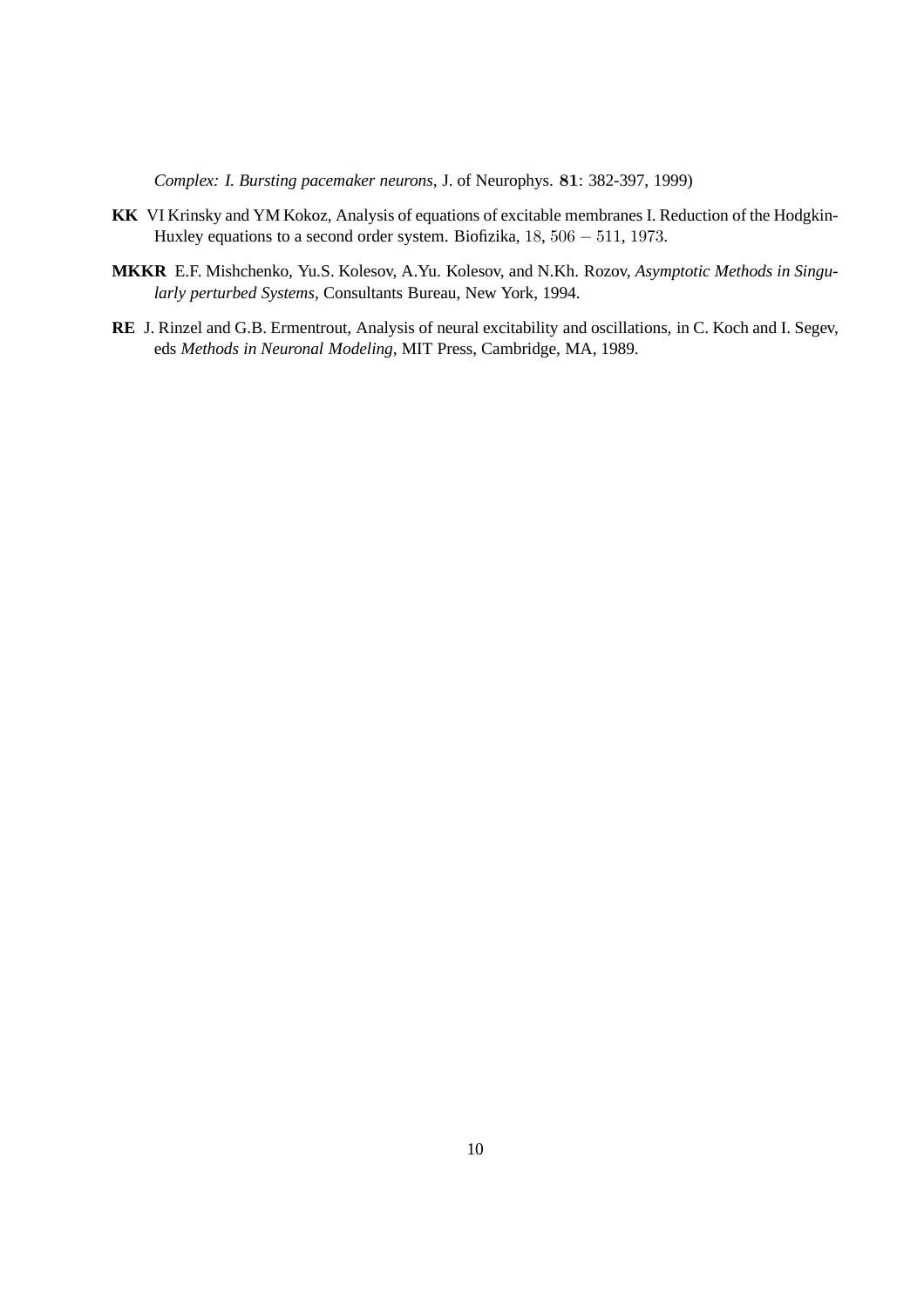*Complex: I. Bursting pacemaker neurons*, J. of Neurophys. **81**: 382-397, 1999)

**KK** VI Krinsky and YM Kokoz, Analysis of equations of excitable membranes I. Reduction of the Hodgkin-Huxley equations to a second order system. Biofizika, $18$, $506 - 511$, $1973$.

**MKKR** E.F. Mishchenko, Yu.S. Kolesov, A.Yu. Kolesov, and N.Kh. Rozov, *Asymptotic Methods in Singularly perturbed Systems*, Consultants Bureau, New York, 1994.

**RE** J. Rinzel and G.B. Ermentrout, Analysis of neural excitability and oscillations, in C. Koch and I. Segev, eds *Methods in Neuronal Modeling*, MIT Press, Cambridge, MA, 1989.